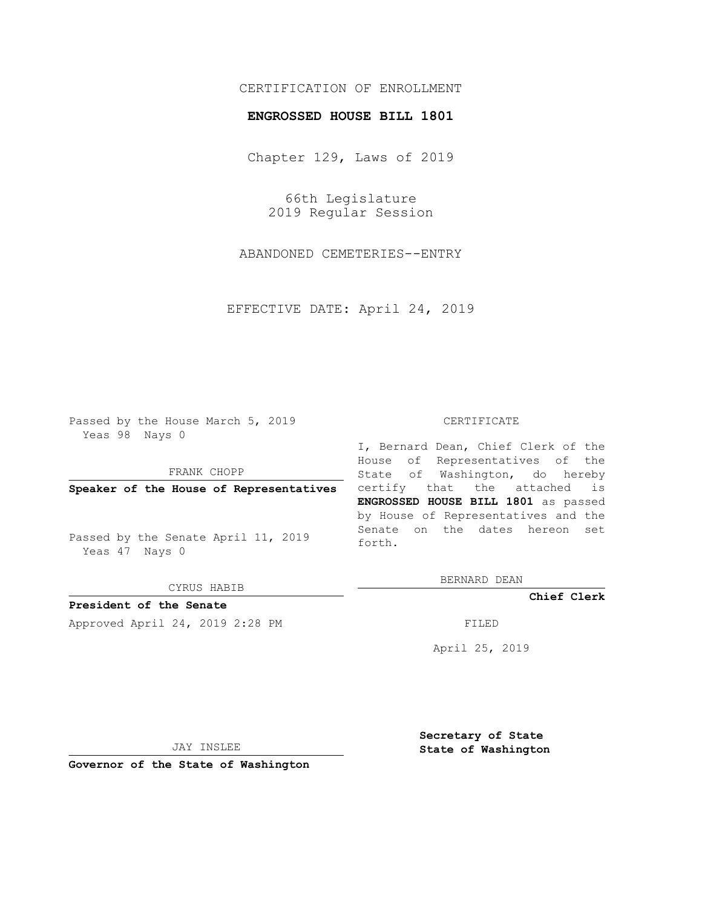CERTIFICATION OF ENROLLMENT

**ENGROSSED HOUSE BILL 1801**

Chapter 129, Laws of 2019

66th Legislature
2019 Regular Session

ABANDONED CEMETERIES--ENTRY

EFFECTIVE DATE: April 24, 2019

Passed by the House March 5, 2019
Yeas 98 Nays 0

FRANK CHOPP

**Speaker of the House of Representatives**

Passed by the Senate April 11, 2019
Yeas 47 Nays 0

CYRUS HABIB

**President of the Senate**

Approved April 24, 2019 2:28 PM

JAY INSLEE

**Governor of the State of Washington**

CERTIFICATE

I, Bernard Dean, Chief Clerk of the House of Representatives of the State of Washington, do hereby certify that the attached is **ENGROSSED HOUSE BILL 1801** as passed by House of Representatives and the Senate on the dates hereon set forth.

BERNARD DEAN

**Chief Clerk**

FILED

April 25, 2019

**Secretary of State**
**State of Washington**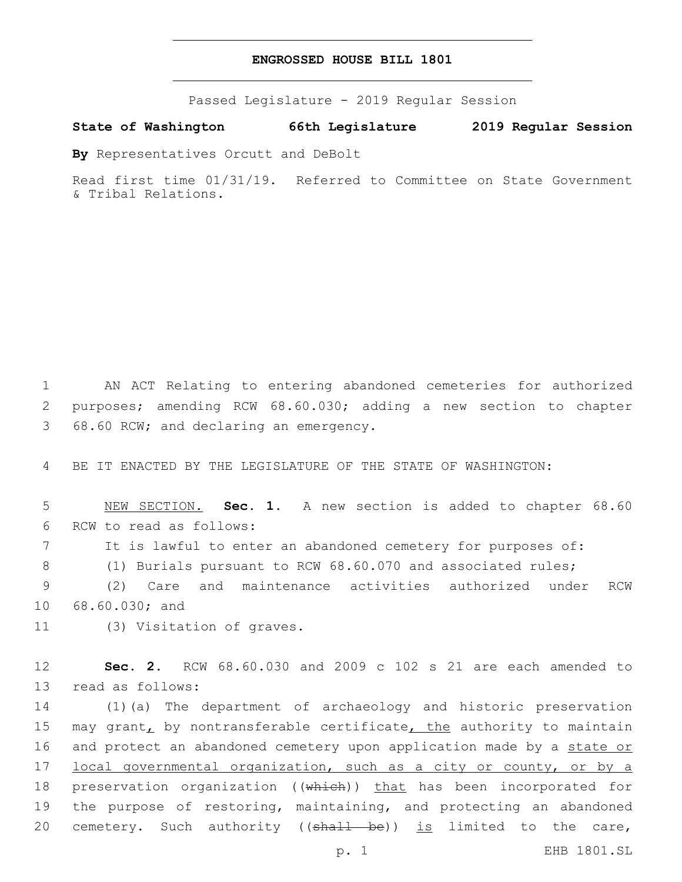# ENGROSSED HOUSE BILL 1801

Passed Legislature - 2019 Regular Session

**State of Washington 66th Legislature 2019 Regular Session**

**By** Representatives Orcutt and DeBolt

Read first time 01/31/19. Referred to Committee on State Government & Tribal Relations.

1 AN ACT Relating to entering abandoned cemeteries for authorized 2 purposes; amending RCW 68.60.030; adding a new section to chapter 3 68.60 RCW; and declaring an emergency.

4 BE IT ENACTED BY THE LEGISLATURE OF THE STATE OF WASHINGTON:

5 NEW SECTION. **Sec. 1.** A new section is added to chapter 68.60 6 RCW to read as follows:

7 It is lawful to enter an abandoned cemetery for purposes of:

8 (1) Burials pursuant to RCW 68.60.070 and associated rules;

9 (2) Care and maintenance activities authorized under RCW 10 68.60.030; and

11 (3) Visitation of graves.

12 **Sec. 2.** RCW 68.60.030 and 2009 c 102 s 21 are each amended to 13 read as follows:

14 (1)(a) The department of archaeology and historic preservation 15 may grant, by nontransferable certificate, the authority to maintain 16 and protect an abandoned cemetery upon application made by a state or 17 local governmental organization, such as a city or county, or by a 18 preservation organization ((which)) that has been incorporated for 19 the purpose of restoring, maintaining, and protecting an abandoned 20 cemetery. Such authority ((shall be)) is limited to the care,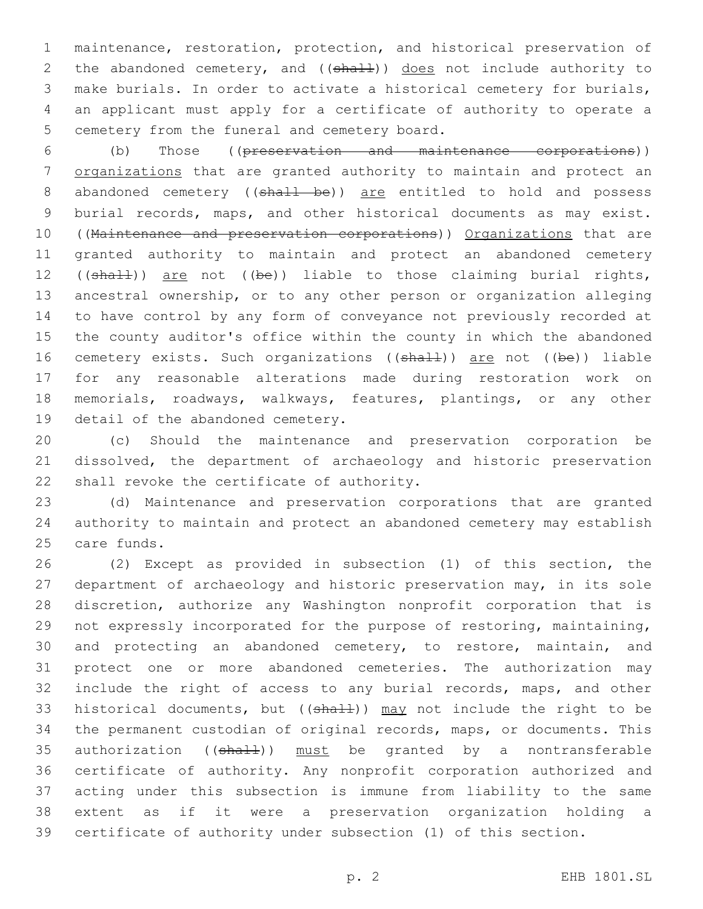maintenance, restoration, protection, and historical preservation of the abandoned cemetery, and ((~~shall~~)) does not include authority to make burials. In order to activate a historical cemetery for burials, an applicant must apply for a certificate of authority to operate a cemetery from the funeral and cemetery board.

(b) Those ((~~preservation and maintenance corporations~~)) organizations that are granted authority to maintain and protect an abandoned cemetery ((~~shall be~~)) are entitled to hold and possess burial records, maps, and other historical documents as may exist. ((~~Maintenance and preservation corporations~~)) Organizations that are granted authority to maintain and protect an abandoned cemetery ((~~shall~~)) are not ((~~be~~)) liable to those claiming burial rights, ancestral ownership, or to any other person or organization alleging to have control by any form of conveyance not previously recorded at the county auditor's office within the county in which the abandoned cemetery exists. Such organizations ((~~shall~~)) are not ((~~be~~)) liable for any reasonable alterations made during restoration work on memorials, roadways, walkways, features, plantings, or any other detail of the abandoned cemetery.

(c) Should the maintenance and preservation corporation be dissolved, the department of archaeology and historic preservation shall revoke the certificate of authority.

(d) Maintenance and preservation corporations that are granted authority to maintain and protect an abandoned cemetery may establish care funds.

(2) Except as provided in subsection (1) of this section, the department of archaeology and historic preservation may, in its sole discretion, authorize any Washington nonprofit corporation that is not expressly incorporated for the purpose of restoring, maintaining, and protecting an abandoned cemetery, to restore, maintain, and protect one or more abandoned cemeteries. The authorization may include the right of access to any burial records, maps, and other historical documents, but ((~~shall~~)) may not include the right to be the permanent custodian of original records, maps, or documents. This authorization ((~~shall~~)) must be granted by a nontransferable certificate of authority. Any nonprofit corporation authorized and acting under this subsection is immune from liability to the same extent as if it were a preservation organization holding a certificate of authority under subsection (1) of this section.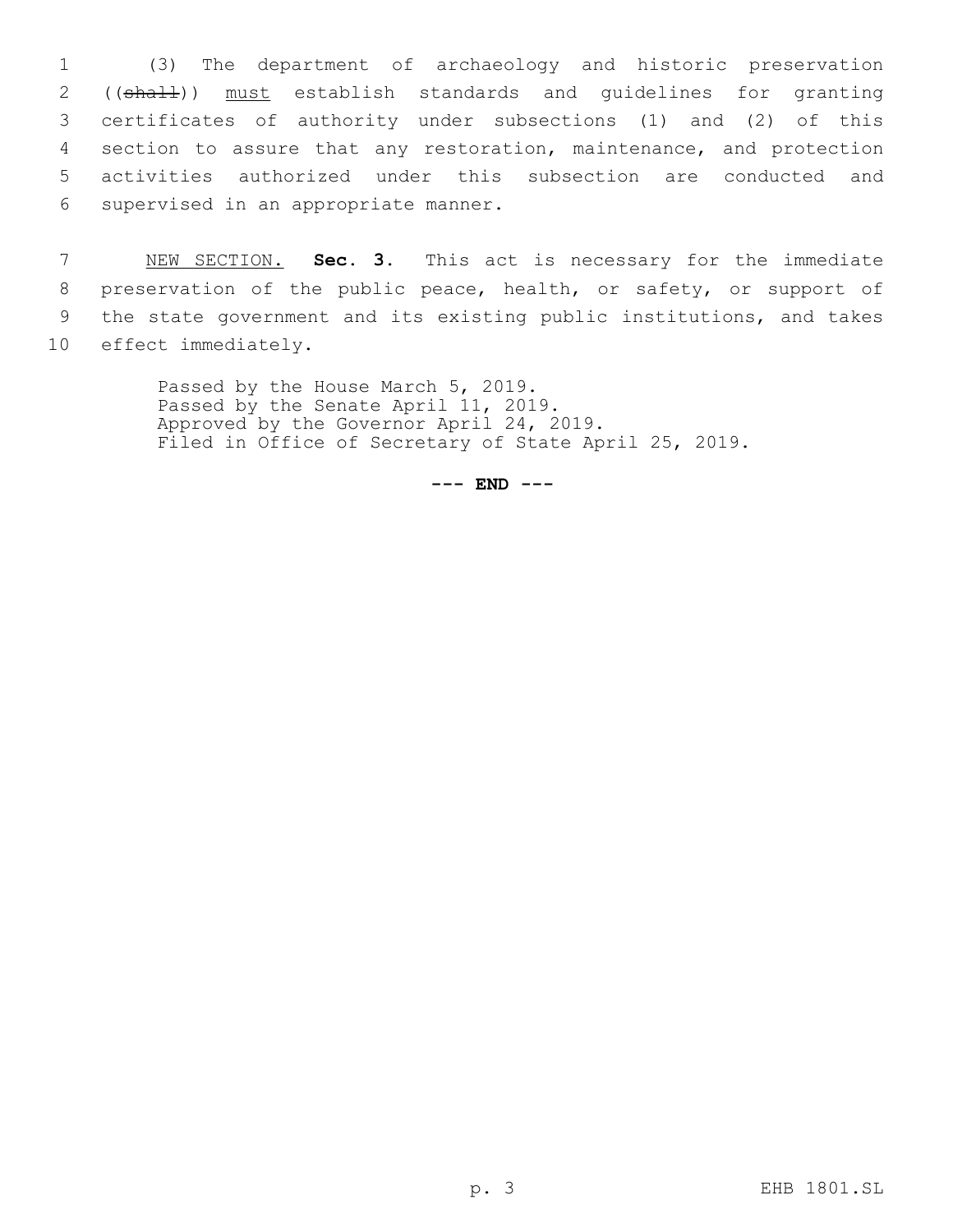(3) The department of archaeology and historic preservation ((~~shall~~)) <u>must</u> establish standards and guidelines for granting certificates of authority under subsections (1) and (2) of this section to assure that any restoration, maintenance, and protection activities authorized under this subsection are conducted and supervised in an appropriate manner.

<u>NEW SECTION.</u> **Sec. 3.** This act is necessary for the immediate preservation of the public peace, health, or safety, or support of the state government and its existing public institutions, and takes effect immediately.

Passed by the House March 5, 2019.
Passed by the Senate April 11, 2019.
Approved by the Governor April 24, 2019.
Filed in Office of Secretary of State April 25, 2019.

**--- END ---**